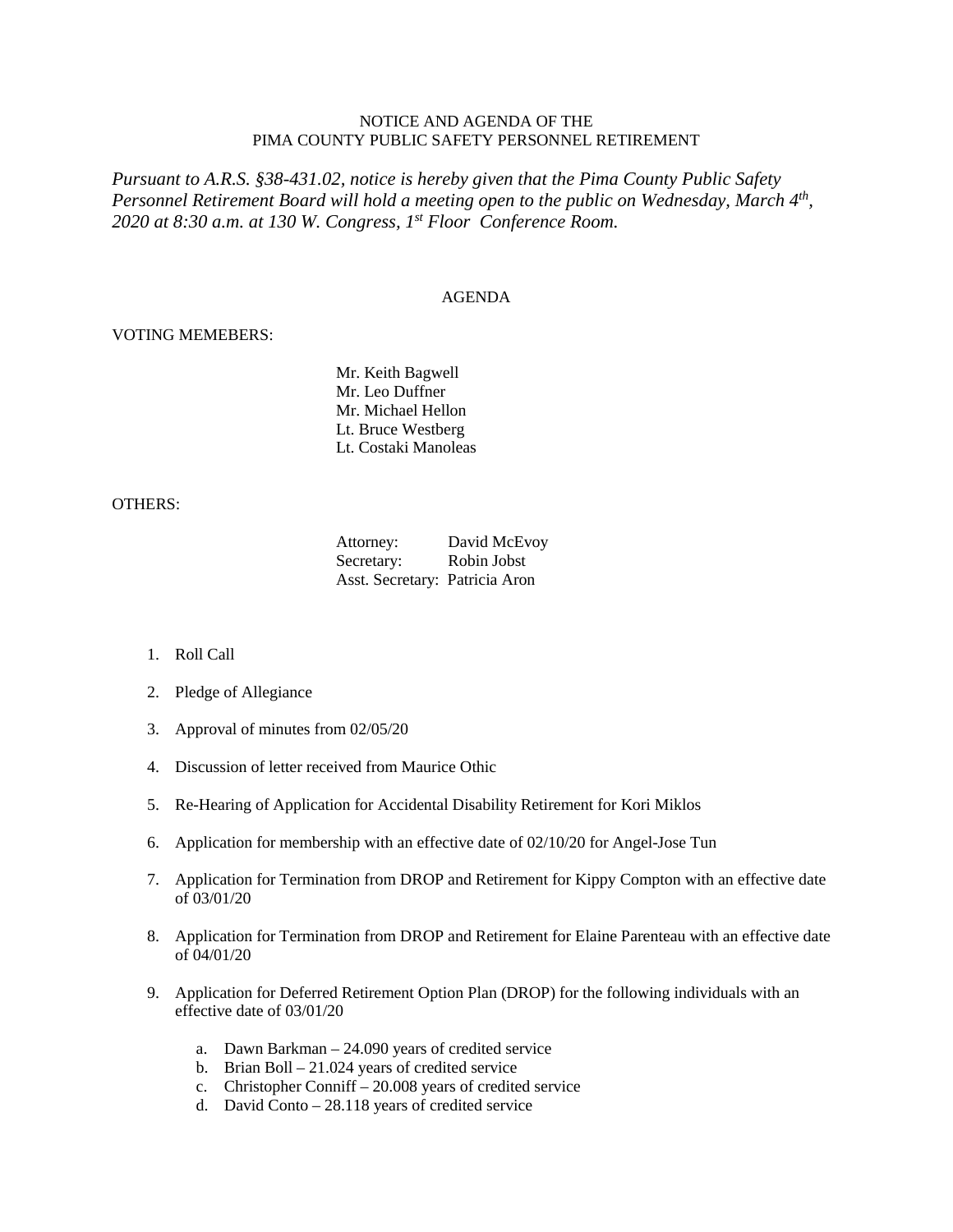NOTICE AND AGENDA OF THE
PIMA COUNTY PUBLIC SAFETY PERSONNEL RETIREMENT

*Pursuant to A.R.S. §38-431.02, notice is hereby given that the Pima County Public Safety Personnel Retirement Board will hold a meeting open to the public on Wednesday, March 4th, 2020 at 8:30 a.m. at 130 W. Congress, 1st Floor Conference Room.*

AGENDA

VOTING MEMEBERS:

Mr. Keith Bagwell
Mr. Leo Duffner
Mr. Michael Hellon
Lt. Bruce Westberg
Lt. Costaki Manoleas

OTHERS:

Attorney: David McEvoy
Secretary: Robin Jobst
Asst. Secretary: Patricia Aron

1. Roll Call
2. Pledge of Allegiance
3. Approval of minutes from 02/05/20
4. Discussion of letter received from Maurice Othic
5. Re-Hearing of Application for Accidental Disability Retirement for Kori Miklos
6. Application for membership with an effective date of 02/10/20 for Angel-Jose Tun
7. Application for Termination from DROP and Retirement for Kippy Compton with an effective date of 03/01/20
8. Application for Termination from DROP and Retirement for Elaine Parenteau with an effective date of 04/01/20
9. Application for Deferred Retirement Option Plan (DROP) for the following individuals with an effective date of 03/01/20
   a. Dawn Barkman – 24.090 years of credited service
   b. Brian Boll – 21.024 years of credited service
   c. Christopher Conniff – 20.008 years of credited service
   d. David Conto – 28.118 years of credited service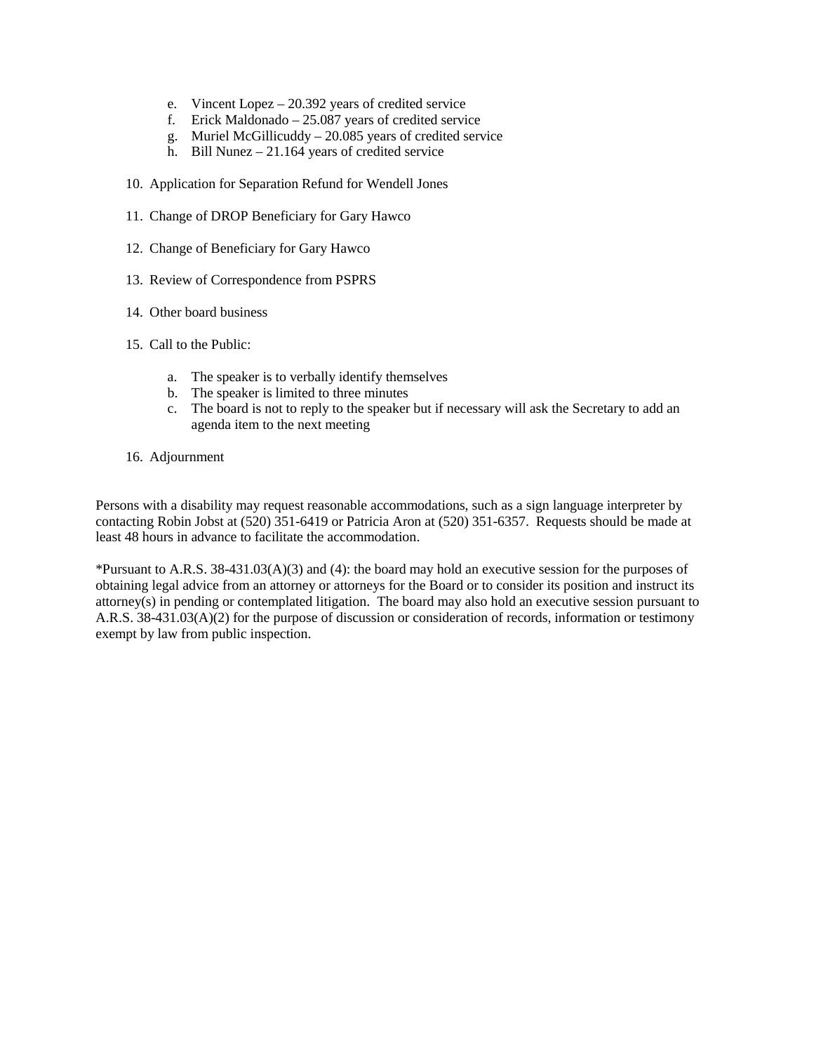e. Vincent Lopez – 20.392 years of credited service
   f. Erick Maldonado – 25.087 years of credited service
   g. Muriel McGillicuddy – 20.085 years of credited service
   h. Bill Nunez – 21.164 years of credited service

10. Application for Separation Refund for Wendell Jones

11. Change of DROP Beneficiary for Gary Hawco

12. Change of Beneficiary for Gary Hawco

13. Review of Correspondence from PSPRS

14. Other board business

15. Call to the Public:

    a. The speaker is to verbally identify themselves
    b. The speaker is limited to three minutes
    c. The board is not to reply to the speaker but if necessary will ask the Secretary to add an agenda item to the next meeting

16. Adjournment

Persons with a disability may request reasonable accommodations, such as a sign language interpreter by contacting Robin Jobst at (520) 351-6419 or Patricia Aron at (520) 351-6357. Requests should be made at least 48 hours in advance to facilitate the accommodation.

*Pursuant to A.R.S. 38-431.03(A)(3) and (4): the board may hold an executive session for the purposes of obtaining legal advice from an attorney or attorneys for the Board or to consider its position and instruct its attorney(s) in pending or contemplated litigation. The board may also hold an executive session pursuant to A.R.S. 38-431.03(A)(2) for the purpose of discussion or consideration of records, information or testimony exempt by law from public inspection.